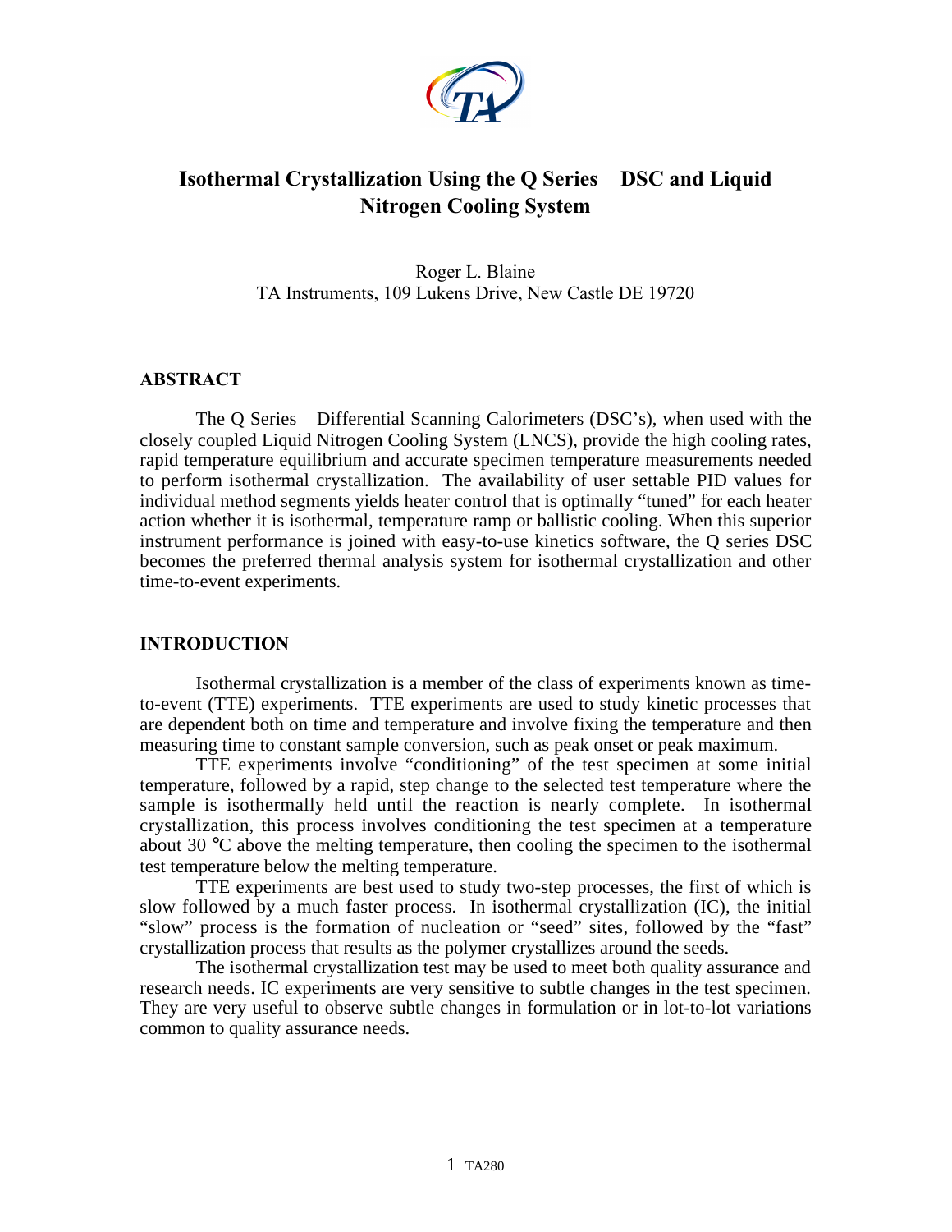# Isothermal Crystallization Using the Q Series DSC and Liquid Nitrogen Cooling System

Roger L. Blaine
TA Instruments, 109 Lukens Drive, New Castle DE 19720

## ABSTRACT

The Q Series Differential Scanning Calorimeters (DSC's), when used with the closely coupled Liquid Nitrogen Cooling System (LNCS), provide the high cooling rates, rapid temperature equilibrium and accurate specimen temperature measurements needed to perform isothermal crystallization. The availability of user settable PID values for individual method segments yields heater control that is optimally "tuned" for each heater action whether it is isothermal, temperature ramp or ballistic cooling. When this superior instrument performance is joined with easy-to-use kinetics software, the Q series DSC becomes the preferred thermal analysis system for isothermal crystallization and other time-to-event experiments.

## INTRODUCTION

Isothermal crystallization is a member of the class of experiments known as time-to-event (TTE) experiments. TTE experiments are used to study kinetic processes that are dependent both on time and temperature and involve fixing the temperature and then measuring time to constant sample conversion, such as peak onset or peak maximum.

TTE experiments involve "conditioning" of the test specimen at some initial temperature, followed by a rapid, step change to the selected test temperature where the sample is isothermally held until the reaction is nearly complete. In isothermal crystallization, this process involves conditioning the test specimen at a temperature about 30 °C above the melting temperature, then cooling the specimen to the isothermal test temperature below the melting temperature.

TTE experiments are best used to study two-step processes, the first of which is slow followed by a much faster process. In isothermal crystallization (IC), the initial "slow" process is the formation of nucleation or "seed" sites, followed by the "fast" crystallization process that results as the polymer crystallizes around the seeds.

The isothermal crystallization test may be used to meet both quality assurance and research needs. IC experiments are very sensitive to subtle changes in the test specimen. They are very useful to observe subtle changes in formulation or in lot-to-lot variations common to quality assurance needs.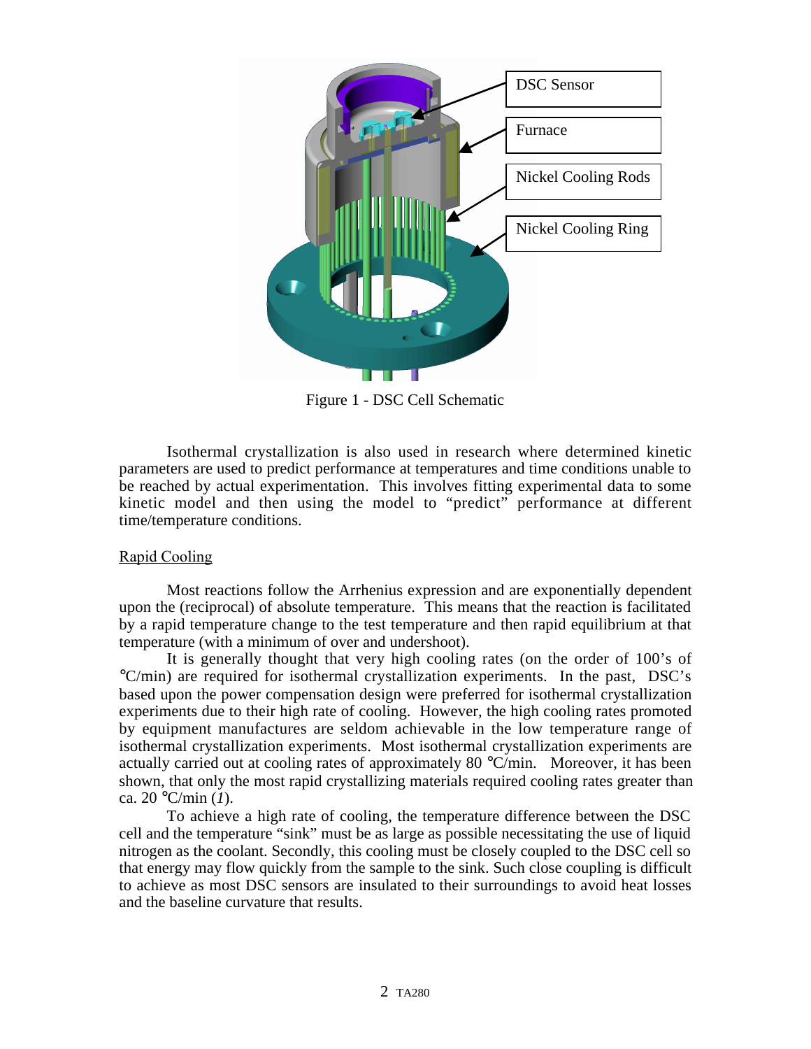Figure 1 - DSC Cell Schematic

Isothermal crystallization is also used in research where determined kinetic parameters are used to predict performance at temperatures and time conditions unable to be reached by actual experimentation. This involves fitting experimental data to some kinetic model and then using the model to "predict" performance at different time/temperature conditions.

Rapid Cooling

Most reactions follow the Arrhenius expression and are exponentially dependent upon the (reciprocal) of absolute temperature. This means that the reaction is facilitated by a rapid temperature change to the test temperature and then rapid equilibrium at that temperature (with a minimum of over and undershoot).

It is generally thought that very high cooling rates (on the order of 100's of °C/min) are required for isothermal crystallization experiments. In the past, DSC's based upon the power compensation design were preferred for isothermal crystallization experiments due to their high rate of cooling. However, the high cooling rates promoted by equipment manufactures are seldom achievable in the low temperature range of isothermal crystallization experiments. Most isothermal crystallization experiments are actually carried out at cooling rates of approximately 80 °C/min. Moreover, it has been shown, that only the most rapid crystallizing materials required cooling rates greater than ca. 20 °C/min (*1*).

To achieve a high rate of cooling, the temperature difference between the DSC cell and the temperature "sink" must be as large as possible necessitating the use of liquid nitrogen as the coolant. Secondly, this cooling must be closely coupled to the DSC cell so that energy may flow quickly from the sample to the sink. Such close coupling is difficult to achieve as most DSC sensors are insulated to their surroundings to avoid heat losses and the baseline curvature that results.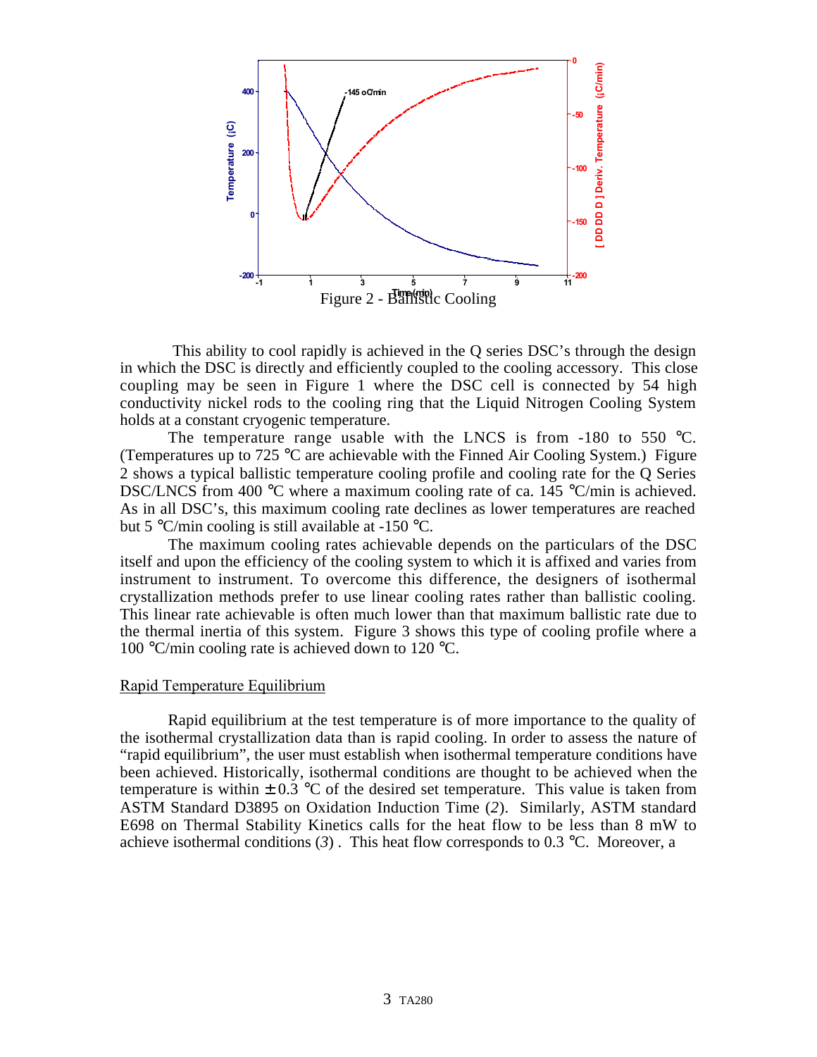Figure 2 - Ballistic Cooling

This ability to cool rapidly is achieved in the Q series DSC's through the design in which the DSC is directly and efficiently coupled to the cooling accessory. This close coupling may be seen in Figure 1 where the DSC cell is connected by 54 high conductivity nickel rods to the cooling ring that the Liquid Nitrogen Cooling System holds at a constant cryogenic temperature.

The temperature range usable with the LNCS is from -180 to 550 °C. (Temperatures up to 725 °C are achievable with the Finned Air Cooling System.) Figure 2 shows a typical ballistic temperature cooling profile and cooling rate for the Q Series DSC/LNCS from 400 °C where a maximum cooling rate of ca. 145 °C/min is achieved. As in all DSC's, this maximum cooling rate declines as lower temperatures are reached but 5 °C/min cooling is still available at -150 °C.

The maximum cooling rates achievable depends on the particulars of the DSC itself and upon the efficiency of the cooling system to which it is affixed and varies from instrument to instrument. To overcome this difference, the designers of isothermal crystallization methods prefer to use linear cooling rates rather than ballistic cooling. This linear rate achievable is often much lower than that maximum ballistic rate due to the thermal inertia of this system. Figure 3 shows this type of cooling profile where a 100 °C/min cooling rate is achieved down to 120 °C.

## Rapid Temperature Equilibrium

Rapid equilibrium at the test temperature is of more importance to the quality of the isothermal crystallization data than is rapid cooling. In order to assess the nature of "rapid equilibrium", the user must establish when isothermal temperature conditions have been achieved. Historically, isothermal conditions are thought to be achieved when the temperature is within ± 0.3 °C of the desired set temperature. This value is taken from ASTM Standard D3895 on Oxidation Induction Time (*2*). Similarly, ASTM standard E698 on Thermal Stability Kinetics calls for the heat flow to be less than 8 mW to achieve isothermal conditions (*3*) . This heat flow corresponds to 0.3 °C. Moreover, a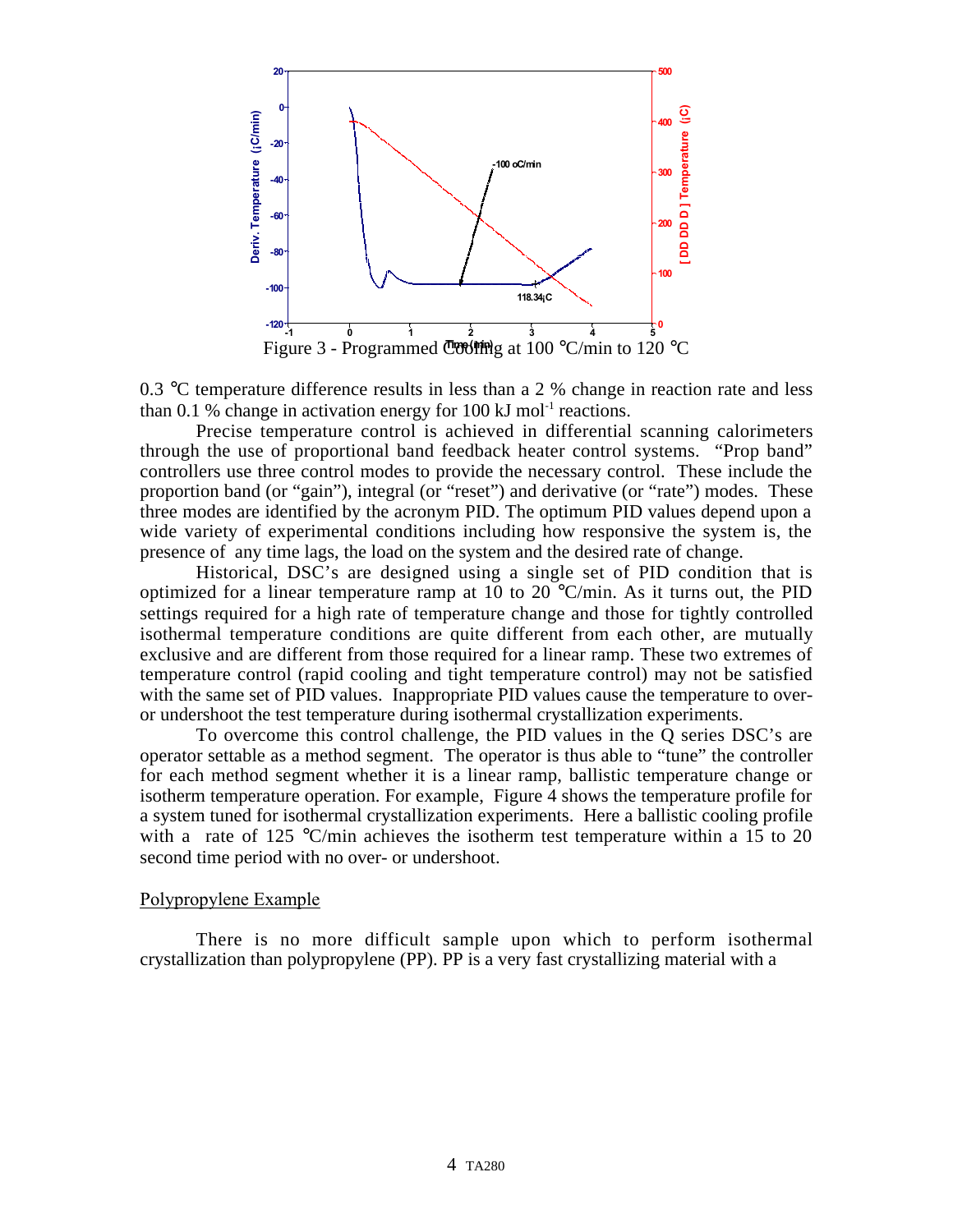Figure 3 - Programmed Cooling at 100 °C/min to 120 °C

0.3 °C temperature difference results in less than a 2 % change in reaction rate and less than 0.1 % change in activation energy for 100 kJ mol$^{-1}$ reactions.

Precise temperature control is achieved in differential scanning calorimeters through the use of proportional band feedback heater control systems. "Prop band" controllers use three control modes to provide the necessary control. These include the proportion band (or "gain"), integral (or "reset") and derivative (or "rate") modes. These three modes are identified by the acronym PID. The optimum PID values depend upon a wide variety of experimental conditions including how responsive the system is, the presence of any time lags, the load on the system and the desired rate of change.

Historical, DSC's are designed using a single set of PID condition that is optimized for a linear temperature ramp at 10 to 20 °C/min. As it turns out, the PID settings required for a high rate of temperature change and those for tightly controlled isothermal temperature conditions are quite different from each other, are mutually exclusive and are different from those required for a linear ramp. These two extremes of temperature control (rapid cooling and tight temperature control) may not be satisfied with the same set of PID values. Inappropriate PID values cause the temperature to over- or undershoot the test temperature during isothermal crystallization experiments.

To overcome this control challenge, the PID values in the Q series DSC's are operator settable as a method segment. The operator is thus able to "tune" the controller for each method segment whether it is a linear ramp, ballistic temperature change or isotherm temperature operation. For example, Figure 4 shows the temperature profile for a system tuned for isothermal crystallization experiments. Here a ballistic cooling profile with a rate of 125 °C/min achieves the isotherm test temperature within a 15 to 20 second time period with no over- or undershoot.

## Polypropylene Example

There is no more difficult sample upon which to perform isothermal crystallization than polypropylene (PP). PP is a very fast crystallizing material with a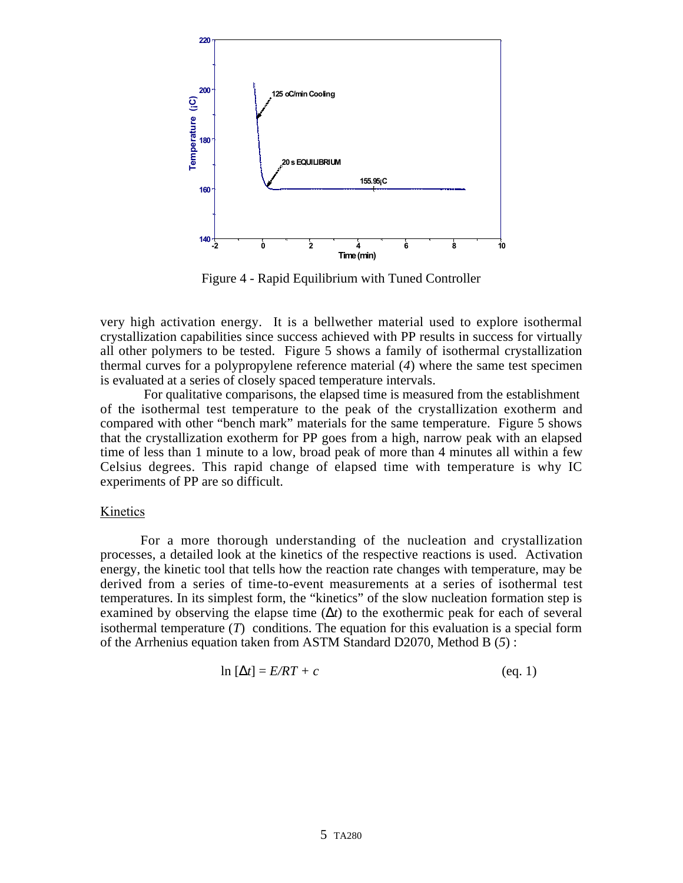Figure 4 - Rapid Equilibrium with Tuned Controller

very high activation energy. It is a bellwether material used to explore isothermal crystallization capabilities since success achieved with PP results in success for virtually all other polymers to be tested. Figure 5 shows a family of isothermal crystallization thermal curves for a polypropylene reference material (*4*) where the same test specimen is evaluated at a series of closely spaced temperature intervals.

For qualitative comparisons, the elapsed time is measured from the establishment of the isothermal test temperature to the peak of the crystallization exotherm and compared with other "bench mark" materials for the same temperature. Figure 5 shows that the crystallization exotherm for PP goes from a high, narrow peak with an elapsed time of less than 1 minute to a low, broad peak of more than 4 minutes all within a few Celsius degrees. This rapid change of elapsed time with temperature is why IC experiments of PP are so difficult.

## Kinetics

For a more thorough understanding of the nucleation and crystallization processes, a detailed look at the kinetics of the respective reactions is used. Activation energy, the kinetic tool that tells how the reaction rate changes with temperature, may be derived from a series of time-to-event measurements at a series of isothermal test temperatures. In its simplest form, the "kinetics" of the slow nucleation formation step is examined by observing the elapse time ($\Delta t$) to the exothermic peak for each of several isothermal temperature ($T$) conditions. The equation for this evaluation is a special form of the Arrhenius equation taken from ASTM Standard D2070, Method B (*5*) :

$$\ln [\Delta t] = E/RT + c \qquad \text{(eq. 1)}$$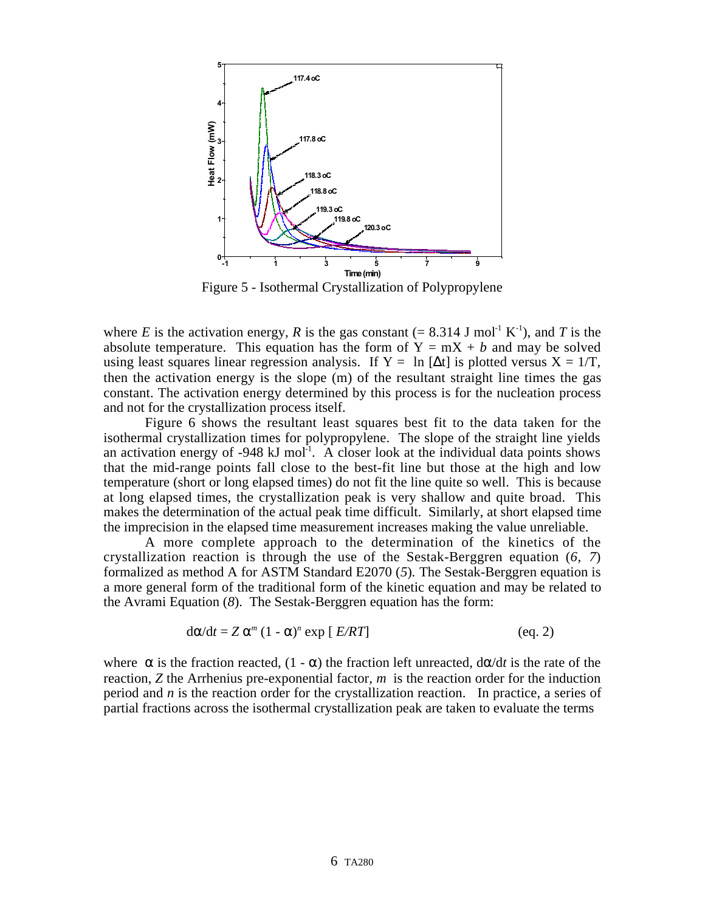Figure 5 - Isothermal Crystallization of Polypropylene

where $E$ is the activation energy, $R$ is the gas constant (= 8.314 J mol$^{-1}$ K$^{-1}$), and $T$ is the absolute temperature. This equation has the form of $Y = mX + b$ and may be solved using least squares linear regression analysis. If $Y = \ln [\Delta t]$ is plotted versus $X = 1/T$, then the activation energy is the slope (m) of the resultant straight line times the gas constant. The activation energy determined by this process is for the nucleation process and not for the crystallization process itself.

Figure 6 shows the resultant least squares best fit to the data taken for the isothermal crystallization times for polypropylene. The slope of the straight line yields an activation energy of -948 kJ mol$^{-1}$. A closer look at the individual data points shows that the mid-range points fall close to the best-fit line but those at the high and low temperature (short or long elapsed times) do not fit the line quite so well. This is because at long elapsed times, the crystallization peak is very shallow and quite broad. This makes the determination of the actual peak time difficult. Similarly, at short elapsed time the imprecision in the elapsed time measurement increases making the value unreliable.

A more complete approach to the determination of the kinetics of the crystallization reaction is through the use of the Sestak-Berggren equation (*6, 7*) formalized as method A for ASTM Standard E2070 (*5*). The Sestak-Berggren equation is a more general form of the traditional form of the kinetic equation and may be related to the Avrami Equation (*8*). The Sestak-Berggren equation has the form:

$$d\alpha/dt = Z\, \alpha^{m}\, (1 - \alpha)^{n} \exp [\, E/RT] \qquad \text{(eq. 2)}$$

where $\alpha$ is the fraction reacted, $(1 - \alpha)$ the fraction left unreacted, $d\alpha/dt$ is the rate of the reaction, $Z$ the Arrhenius pre-exponential factor, $m$ is the reaction order for the induction period and $n$ is the reaction order for the crystallization reaction. In practice, a series of partial fractions across the isothermal crystallization peak are taken to evaluate the terms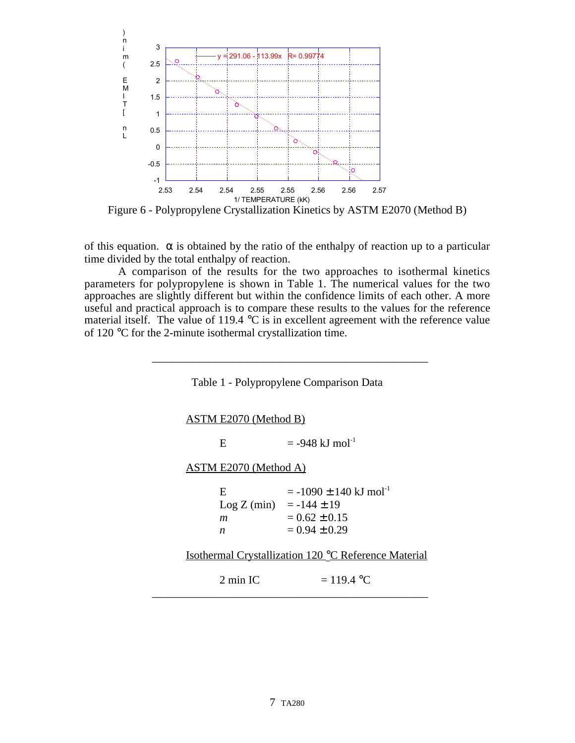Figure 6 - Polypropylene Crystallization Kinetics by ASTM E2070 (Method B)

of this equation. α is obtained by the ratio of the enthalpy of reaction up to a particular time divided by the total enthalpy of reaction.

A comparison of the results for the two approaches to isothermal kinetics parameters for polypropylene is shown in Table 1. The numerical values for the two approaches are slightly different but within the confidence limits of each other. A more useful and practical approach is to compare these results to the values for the reference material itself. The value of 119.4 °C is in excellent agreement with the reference value of 120 °C for the 2-minute isothermal crystallization time.

Table 1 - Polypropylene Comparison Data

ASTM E2070 (Method B)

| | |
|---|---|
| E | = -948 kJ mol$^{-1}$ |

ASTM E2070 (Method A)

| | |
|---|---|
| E | = -1090 ± 140 kJ mol$^{-1}$ |
| Log Z (min) | = -144 ± 19 |
| *m* | = 0.62 ± 0.15 |
| *n* | = 0.94 ± 0.29 |

Isothermal Crystallization 120 °C Reference Material

| | |
|---|---|
| 2 min IC | = 119.4 °C |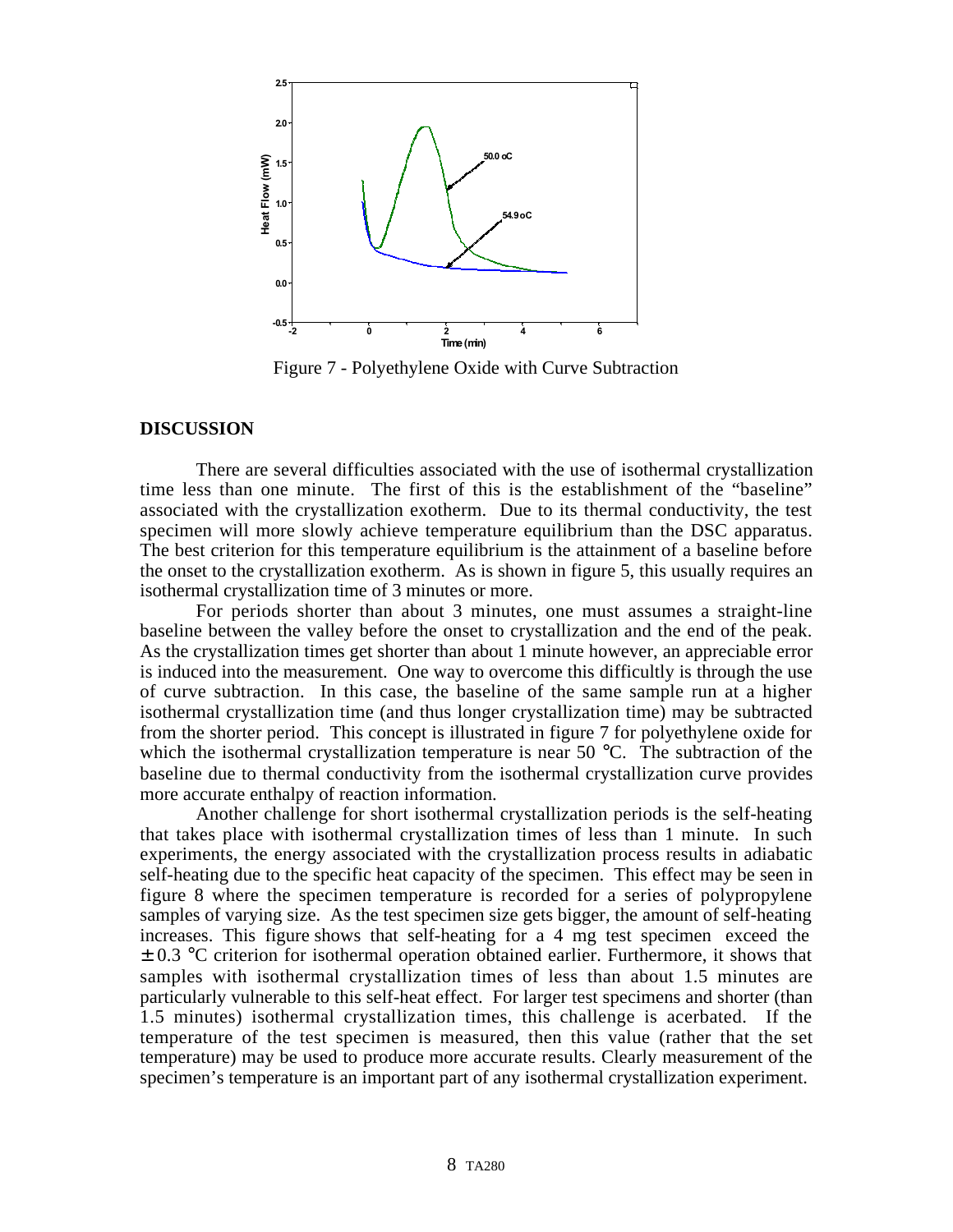Figure 7 - Polyethylene Oxide with Curve Subtraction

## DISCUSSION

There are several difficulties associated with the use of isothermal crystallization time less than one minute. The first of this is the establishment of the "baseline" associated with the crystallization exotherm. Due to its thermal conductivity, the test specimen will more slowly achieve temperature equilibrium than the DSC apparatus. The best criterion for this temperature equilibrium is the attainment of a baseline before the onset to the crystallization exotherm. As is shown in figure 5, this usually requires an isothermal crystallization time of 3 minutes or more.

For periods shorter than about 3 minutes, one must assumes a straight-line baseline between the valley before the onset to crystallization and the end of the peak. As the crystallization times get shorter than about 1 minute however, an appreciable error is induced into the measurement. One way to overcome this difficultly is through the use of curve subtraction. In this case, the baseline of the same sample run at a higher isothermal crystallization time (and thus longer crystallization time) may be subtracted from the shorter period. This concept is illustrated in figure 7 for polyethylene oxide for which the isothermal crystallization temperature is near 50 °C. The subtraction of the baseline due to thermal conductivity from the isothermal crystallization curve provides more accurate enthalpy of reaction information.

Another challenge for short isothermal crystallization periods is the self-heating that takes place with isothermal crystallization times of less than 1 minute. In such experiments, the energy associated with the crystallization process results in adiabatic self-heating due to the specific heat capacity of the specimen. This effect may be seen in figure 8 where the specimen temperature is recorded for a series of polypropylene samples of varying size. As the test specimen size gets bigger, the amount of self-heating increases. This figure shows that self-heating for a 4 mg test specimen exceed the $\pm$ 0.3 °C criterion for isothermal operation obtained earlier. Furthermore, it shows that samples with isothermal crystallization times of less than about 1.5 minutes are particularly vulnerable to this self-heat effect. For larger test specimens and shorter (than 1.5 minutes) isothermal crystallization times, this challenge is acerbated. If the temperature of the test specimen is measured, then this value (rather that the set temperature) may be used to produce more accurate results. Clearly measurement of the specimen's temperature is an important part of any isothermal crystallization experiment.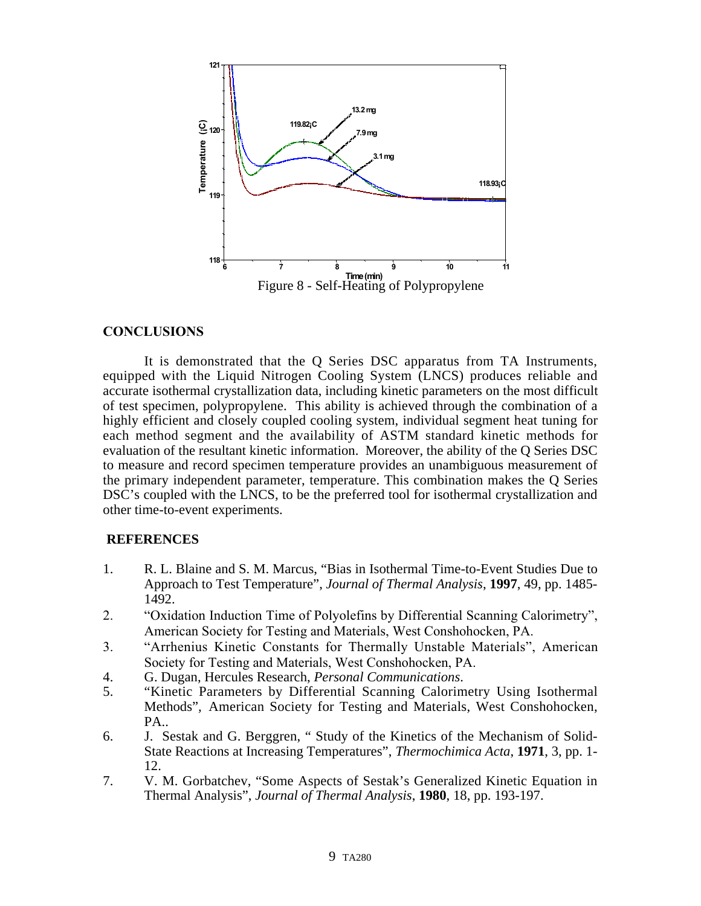Figure 8 - Self-Heating of Polypropylene

## CONCLUSIONS

It is demonstrated that the Q Series DSC apparatus from TA Instruments, equipped with the Liquid Nitrogen Cooling System (LNCS) produces reliable and accurate isothermal crystallization data, including kinetic parameters on the most difficult of test specimen, polypropylene. This ability is achieved through the combination of a highly efficient and closely coupled cooling system, individual segment heat tuning for each method segment and the availability of ASTM standard kinetic methods for evaluation of the resultant kinetic information. Moreover, the ability of the Q Series DSC to measure and record specimen temperature provides an unambiguous measurement of the primary independent parameter, temperature. This combination makes the Q Series DSC's coupled with the LNCS, to be the preferred tool for isothermal crystallization and other time-to-event experiments.

## REFERENCES

1. R. L. Blaine and S. M. Marcus, "Bias in Isothermal Time-to-Event Studies Due to Approach to Test Temperature", *Journal of Thermal Analysis*, **1997**, 49, pp. 1485-1492.
2. "Oxidation Induction Time of Polyolefins by Differential Scanning Calorimetry", American Society for Testing and Materials, West Conshohocken, PA.
3. "Arrhenius Kinetic Constants for Thermally Unstable Materials", American Society for Testing and Materials, West Conshohocken, PA.
4. G. Dugan, Hercules Research, *Personal Communications*.
5. "Kinetic Parameters by Differential Scanning Calorimetry Using Isothermal Methods", American Society for Testing and Materials, West Conshohocken, PA..
6. J. Sestak and G. Berggren, " Study of the Kinetics of the Mechanism of Solid-State Reactions at Increasing Temperatures", *Thermochimica Acta*, **1971**, 3, pp. 1-12.
7. V. M. Gorbatchev, "Some Aspects of Sestak's Generalized Kinetic Equation in Thermal Analysis", *Journal of Thermal Analysis*, **1980**, 18, pp. 193-197.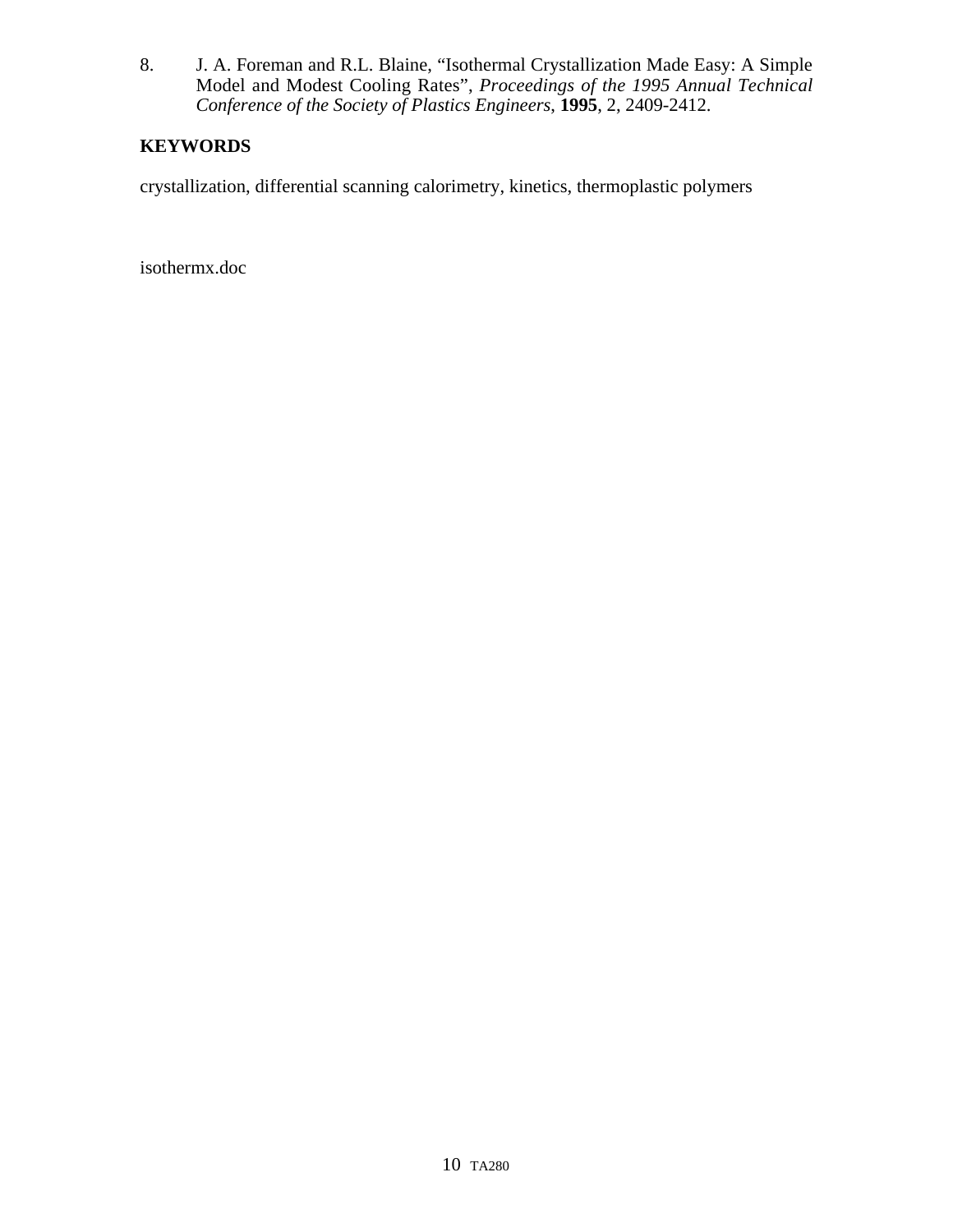8. J. A. Foreman and R.L. Blaine, "Isothermal Crystallization Made Easy: A Simple Model and Modest Cooling Rates", *Proceedings of the 1995 Annual Technical Conference of the Society of Plastics Engineers*, **1995**, 2, 2409-2412.

## KEYWORDS

crystallization, differential scanning calorimetry, kinetics, thermoplastic polymers

isothermx.doc